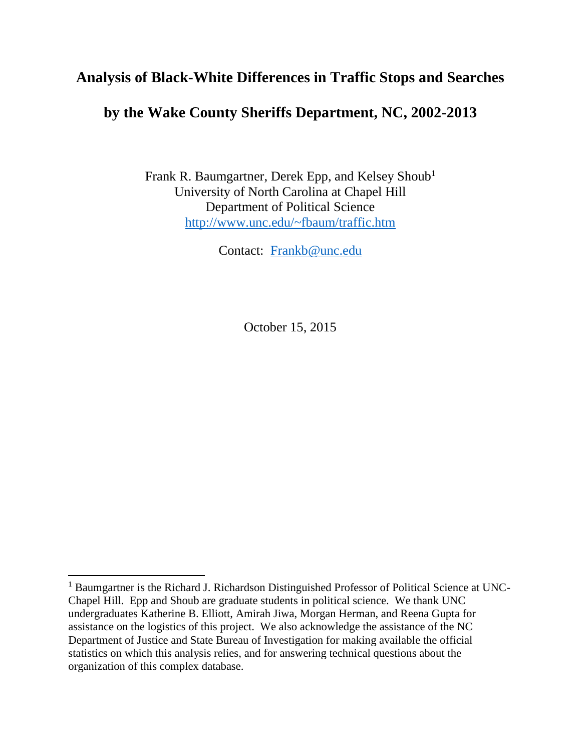# Analysis of Black-White Differences in Traffic Stops and Searches by the Wake County Sheriffs Department, NC, 2002-2013

Frank R. Baumgartner, Derek Epp, and Kelsey Shoub[1]
University of North Carolina at Chapel Hill
Department of Political Science
http://www.unc.edu/~fbaum/traffic.htm

Contact: Frankb@unc.edu

October 15, 2015

---

[1] Baumgartner is the Richard J. Richardson Distinguished Professor of Political Science at UNC-Chapel Hill. Epp and Shoub are graduate students in political science. We thank UNC undergraduates Katherine B. Elliott, Amirah Jiwa, Morgan Herman, and Reena Gupta for assistance on the logistics of this project. We also acknowledge the assistance of the NC Department of Justice and State Bureau of Investigation for making available the official statistics on which this analysis relies, and for answering technical questions about the organization of this complex database.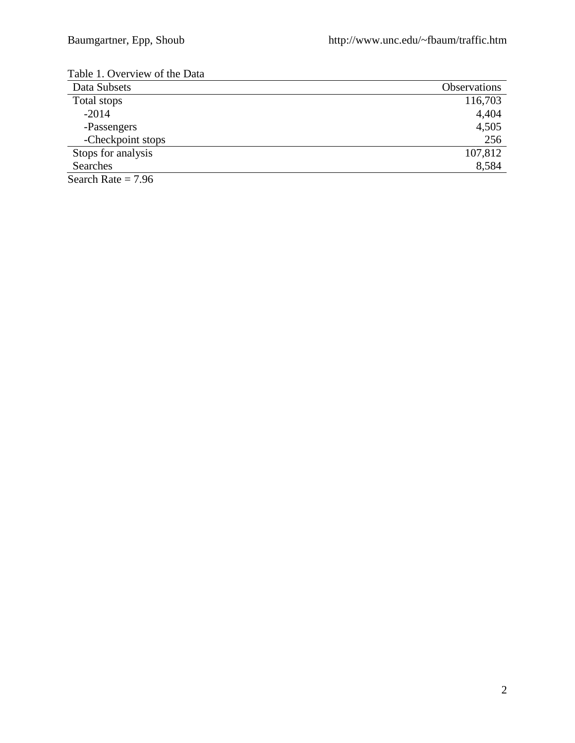Table 1. Overview of the Data

| Data Subsets | Observations |
|---|---|
| Total stops | 116,703 |
| -2014 | 4,404 |
| -Passengers | 4,505 |
| -Checkpoint stops | 256 |
| Stops for analysis | 107,812 |
| Searches | 8,584 |

Search Rate = 7.96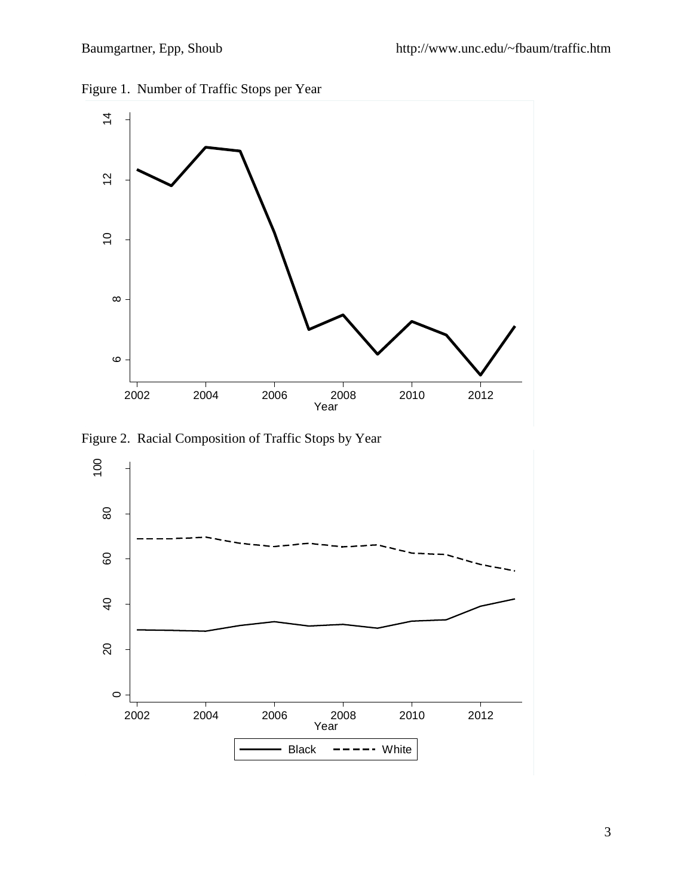Figure 1. Number of Traffic Stops per Year

Figure 2. Racial Composition of Traffic Stops by Year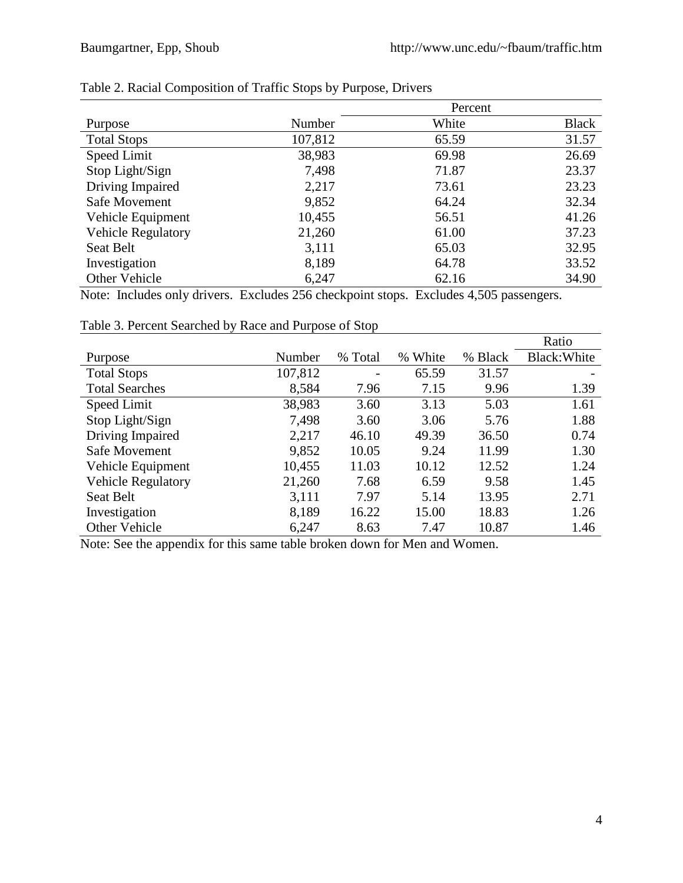Table 2. Racial Composition of Traffic Stops by Purpose, Drivers

| Purpose | Number | Percent | |
|---|---|---|---|
| | | White | Black |
| Total Stops | 107,812 | 65.59 | 31.57 |
| Speed Limit | 38,983 | 69.98 | 26.69 |
| Stop Light/Sign | 7,498 | 71.87 | 23.37 |
| Driving Impaired | 2,217 | 73.61 | 23.23 |
| Safe Movement | 9,852 | 64.24 | 32.34 |
| Vehicle Equipment | 10,455 | 56.51 | 41.26 |
| Vehicle Regulatory | 21,260 | 61.00 | 37.23 |
| Seat Belt | 3,111 | 65.03 | 32.95 |
| Investigation | 8,189 | 64.78 | 33.52 |
| Other Vehicle | 6,247 | 62.16 | 34.90 |

Note: Includes only drivers. Excludes 256 checkpoint stops. Excludes 4,505 passengers.

Table 3. Percent Searched by Race and Purpose of Stop

| Purpose | Number | % Total | % White | % Black | Ratio Black:White |
|---|---|---|---|---|---|
| Total Stops | 107,812 | - | 65.59 | 31.57 | - |
| Total Searches | 8,584 | 7.96 | 7.15 | 9.96 | 1.39 |
| Speed Limit | 38,983 | 3.60 | 3.13 | 5.03 | 1.61 |
| Stop Light/Sign | 7,498 | 3.60 | 3.06 | 5.76 | 1.88 |
| Driving Impaired | 2,217 | 46.10 | 49.39 | 36.50 | 0.74 |
| Safe Movement | 9,852 | 10.05 | 9.24 | 11.99 | 1.30 |
| Vehicle Equipment | 10,455 | 11.03 | 10.12 | 12.52 | 1.24 |
| Vehicle Regulatory | 21,260 | 7.68 | 6.59 | 9.58 | 1.45 |
| Seat Belt | 3,111 | 7.97 | 5.14 | 13.95 | 2.71 |
| Investigation | 8,189 | 16.22 | 15.00 | 18.83 | 1.26 |
| Other Vehicle | 6,247 | 8.63 | 7.47 | 10.87 | 1.46 |

Note: See the appendix for this same table broken down for Men and Women.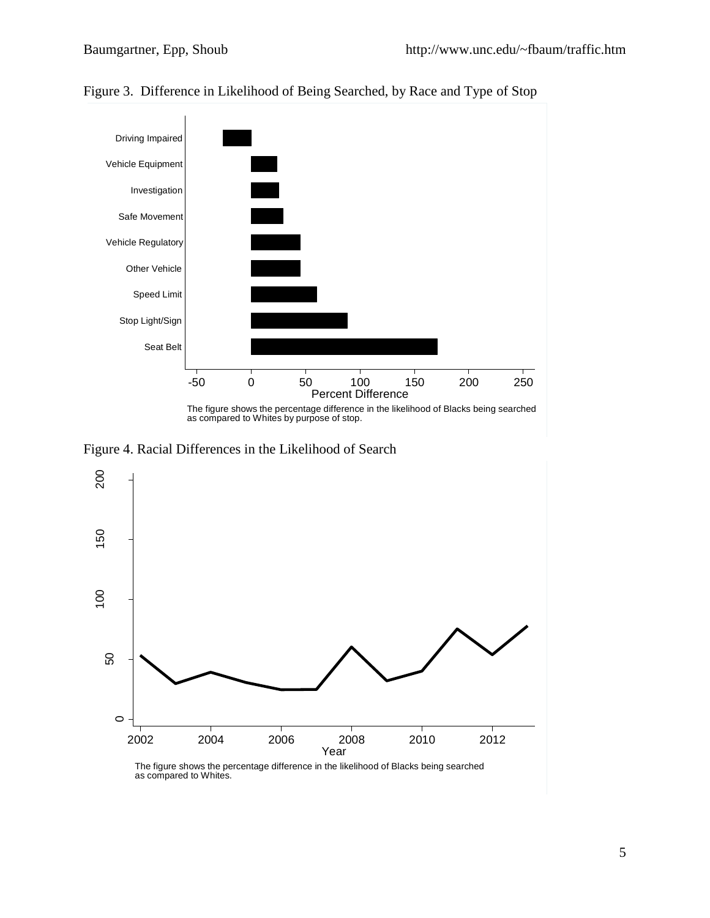Figure 3. Difference in Likelihood of Being Searched, by Race and Type of Stop

The figure shows the percentage difference in the likelihood of Blacks being searched as compared to Whites by purpose of stop.

Figure 4. Racial Differences in the Likelihood of Search

The figure shows the percentage difference in the likelihood of Blacks being searched as compared to Whites.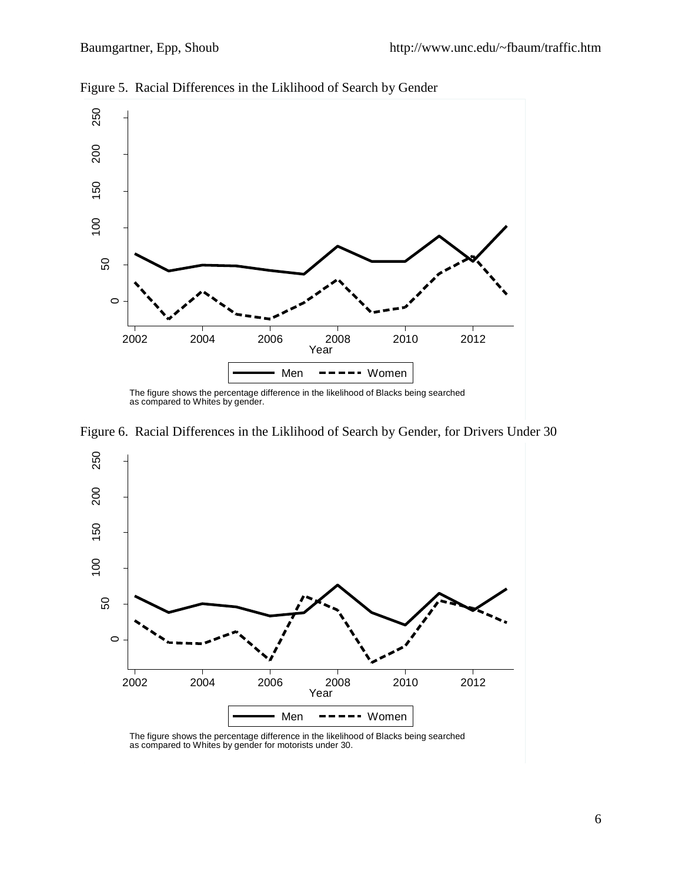Figure 5. Racial Differences in the Liklihood of Search by Gender

The figure shows the percentage difference in the likelihood of Blacks being searched as compared to Whites by gender.

Figure 6. Racial Differences in the Liklihood of Search by Gender, for Drivers Under 30

The figure shows the percentage difference in the likelihood of Blacks being searched as compared to Whites by gender for motorists under 30.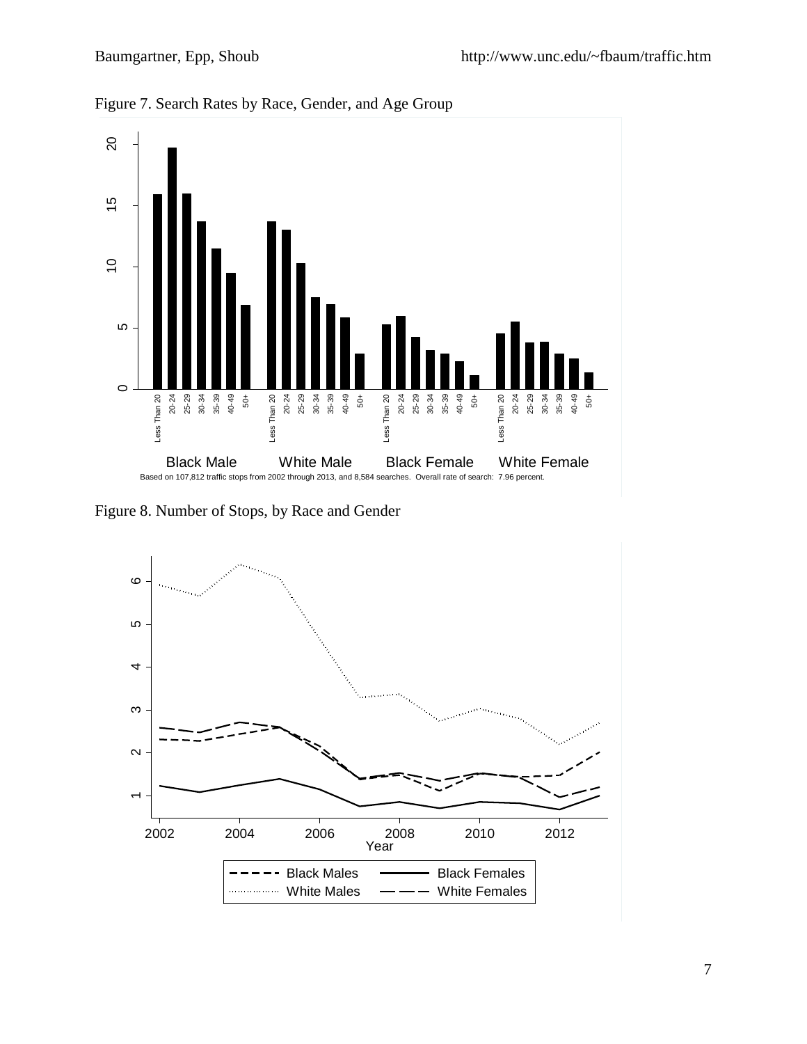Figure 7. Search Rates by Race, Gender, and Age Group

Based on 107,812 traffic stops from 2002 through 2013, and 8,584 searches. Overall rate of search: 7.96 percent.

Figure 8. Number of Stops, by Race and Gender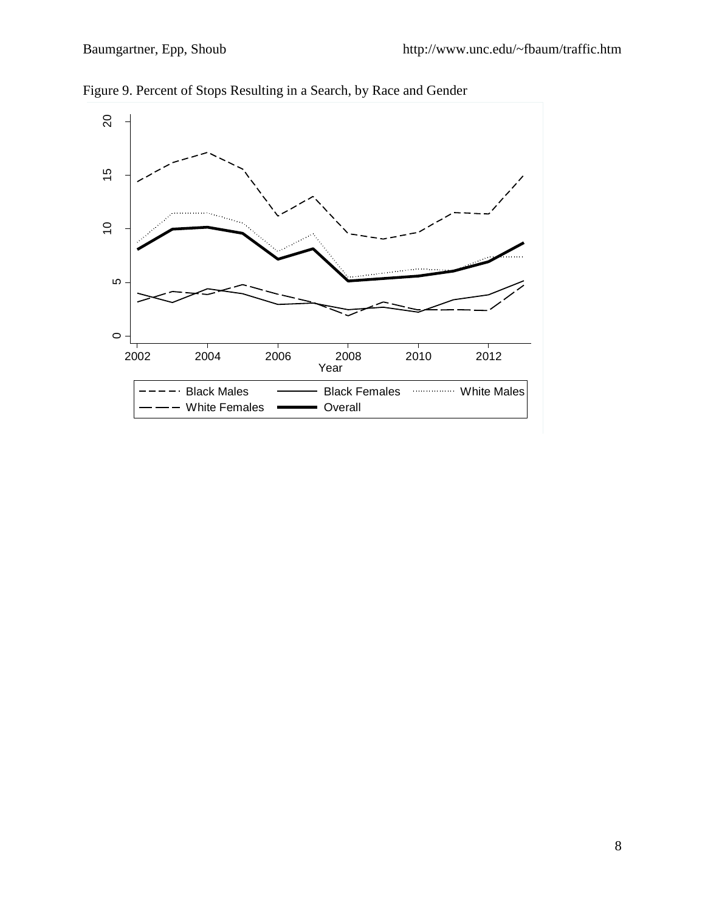Figure 9. Percent of Stops Resulting in a Search, by Race and Gender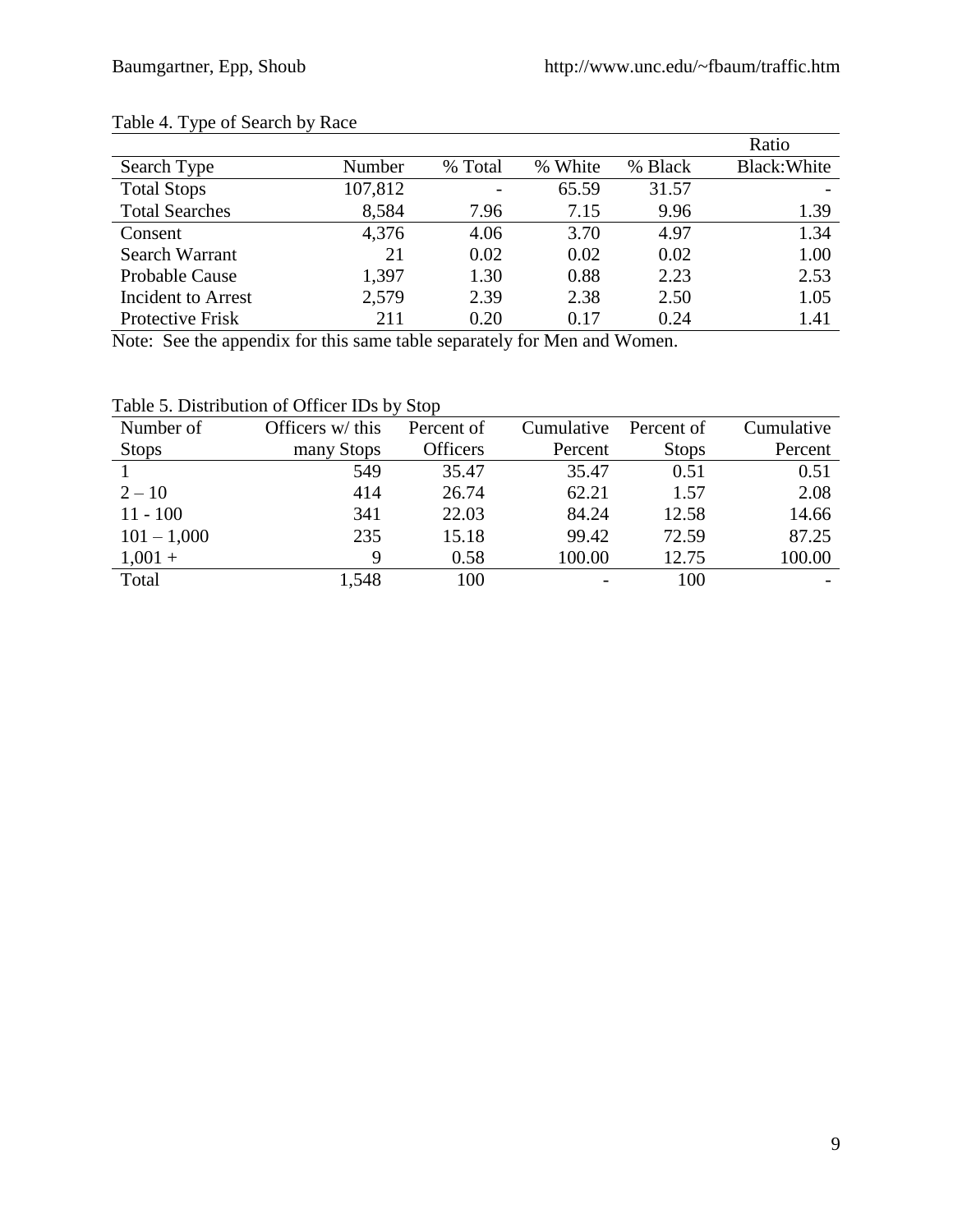Table 4. Type of Search by Race

| Search Type | Number | % Total | % White | % Black | Ratio Black:White |
|---|---|---|---|---|---|
| Total Stops | 107,812 | - | 65.59 | 31.57 | - |
| Total Searches | 8,584 | 7.96 | 7.15 | 9.96 | 1.39 |
| Consent | 4,376 | 4.06 | 3.70 | 4.97 | 1.34 |
| Search Warrant | 21 | 0.02 | 0.02 | 0.02 | 1.00 |
| Probable Cause | 1,397 | 1.30 | 0.88 | 2.23 | 2.53 |
| Incident to Arrest | 2,579 | 2.39 | 2.38 | 2.50 | 1.05 |
| Protective Frisk | 211 | 0.20 | 0.17 | 0.24 | 1.41 |

Note: See the appendix for this same table separately for Men and Women.

Table 5. Distribution of Officer IDs by Stop

| Number of Stops | Officers w/ this many Stops | Percent of Officers | Cumulative Percent | Percent of Stops | Cumulative Percent |
|---|---|---|---|---|---|
| 1 | 549 | 35.47 | 35.47 | 0.51 | 0.51 |
| 2 – 10 | 414 | 26.74 | 62.21 | 1.57 | 2.08 |
| 11 - 100 | 341 | 22.03 | 84.24 | 12.58 | 14.66 |
| 101 – 1,000 | 235 | 15.18 | 99.42 | 72.59 | 87.25 |
| 1,001 + | 9 | 0.58 | 100.00 | 12.75 | 100.00 |
| Total | 1,548 | 100 | - | 100 | - |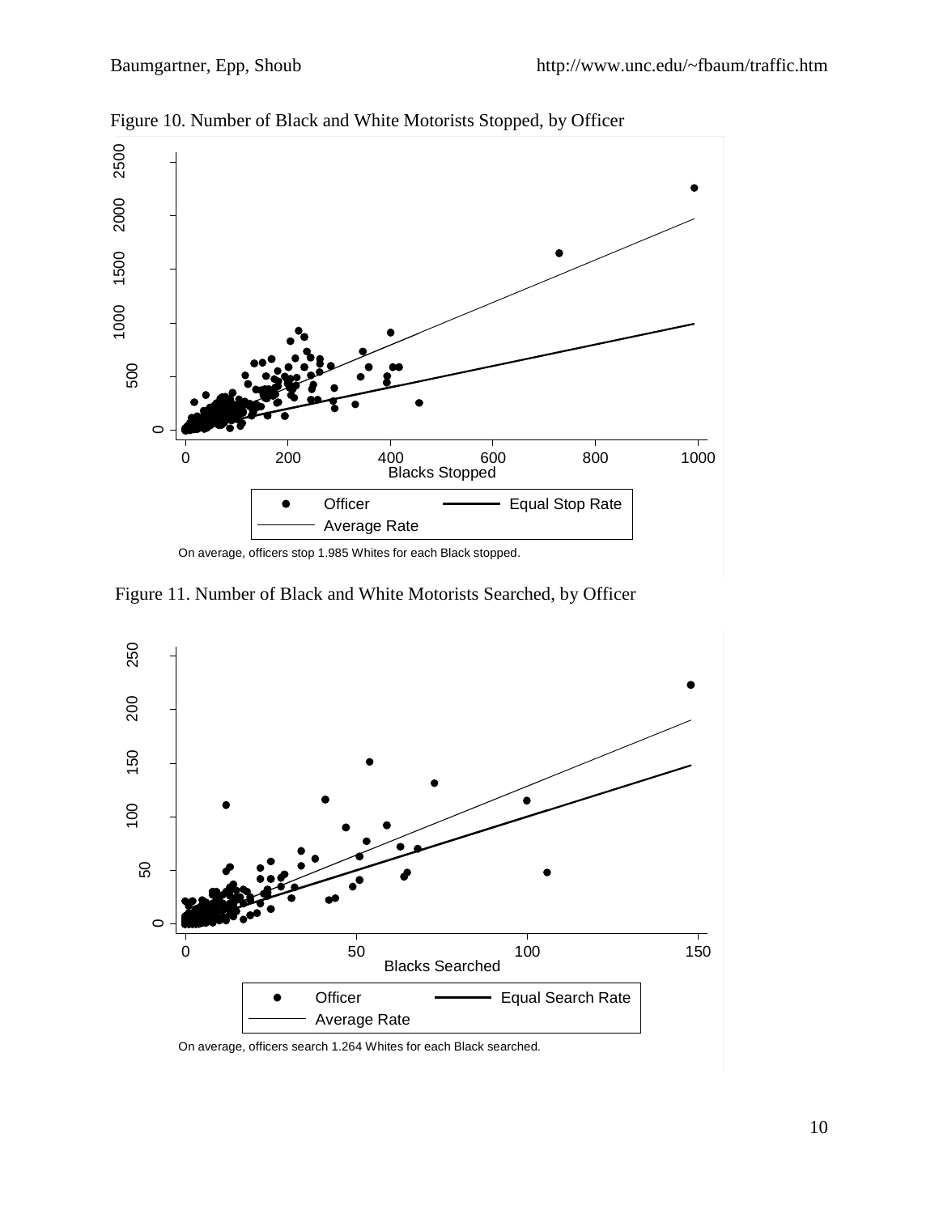Figure 10. Number of Black and White Motorists Stopped, by Officer

On average, officers stop 1.985 Whites for each Black stopped.

Figure 11. Number of Black and White Motorists Searched, by Officer

On average, officers search 1.264 Whites for each Black searched.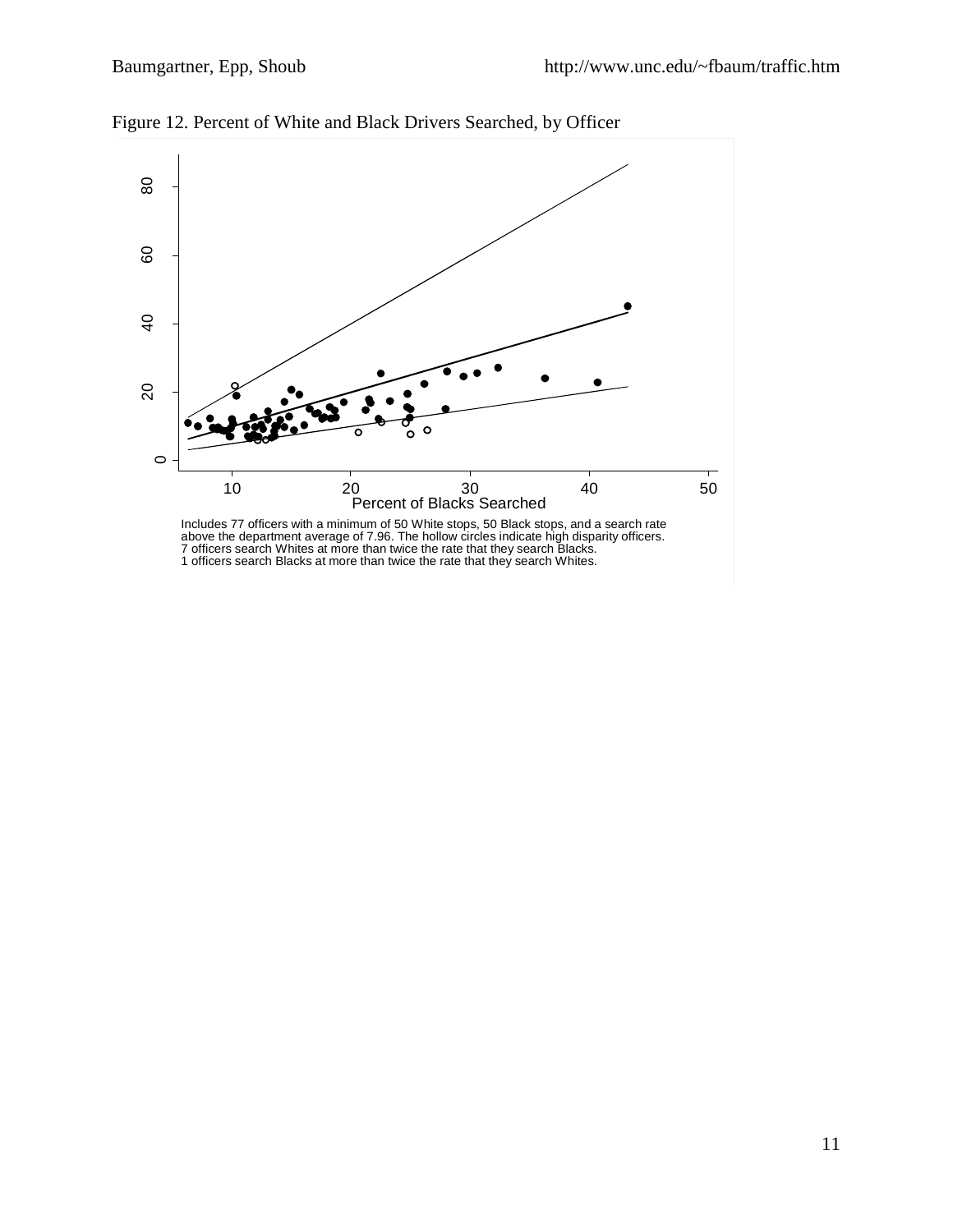Figure 12. Percent of White and Black Drivers Searched, by Officer

Includes 77 officers with a minimum of 50 White stops, 50 Black stops, and a search rate above the department average of 7.96. The hollow circles indicate high disparity officers.
7 officers search Whites at more than twice the rate that they search Blacks.
1 officers search Blacks at more than twice the rate that they search Whites.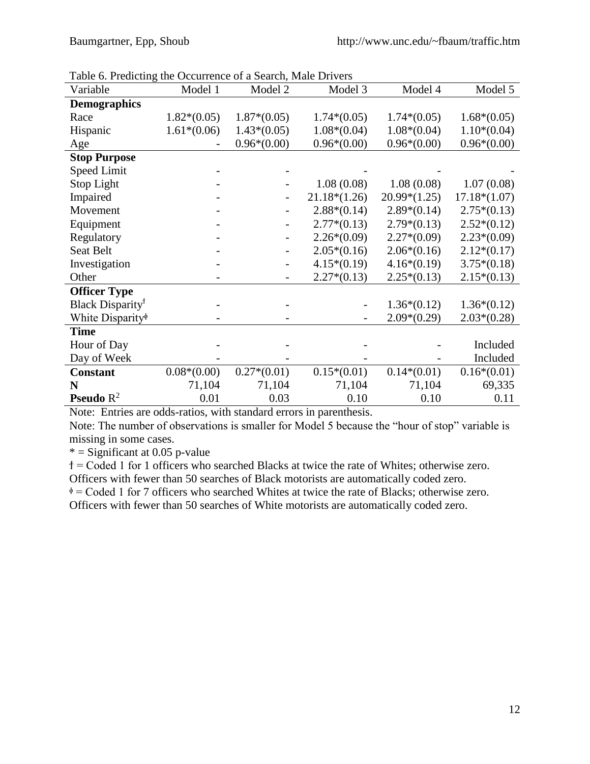Table 6. Predicting the Occurrence of a Search, Male Drivers

| Variable | Model 1 | Model 2 | Model 3 | Model 4 | Model 5 |
|---|---|---|---|---|---|
| **Demographics** | | | | | |
| Race | 1.82*(0.05) | 1.87*(0.05) | 1.74*(0.05) | 1.74*(0.05) | 1.68*(0.05) |
| Hispanic | 1.61*(0.06) | 1.43*(0.05) | 1.08*(0.04) | 1.08*(0.04) | 1.10*(0.04) |
| Age | - | 0.96*(0.00) | 0.96*(0.00) | 0.96*(0.00) | 0.96*(0.00) |
| **Stop Purpose** | | | | | |
| Speed Limit | - | - | - | - | - |
| Stop Light | - | - | 1.08 (0.08) | 1.08 (0.08) | 1.07 (0.08) |
| Impaired | - | - | 21.18*(1.26) | 20.99*(1.25) | 17.18*(1.07) |
| Movement | - | - | 2.88*(0.14) | 2.89*(0.14) | 2.75*(0.13) |
| Equipment | - | - | 2.77*(0.13) | 2.79*(0.13) | 2.52*(0.12) |
| Regulatory | - | - | 2.26*(0.09) | 2.27*(0.09) | 2.23*(0.09) |
| Seat Belt | - | - | 2.05*(0.16) | 2.06*(0.16) | 2.12*(0.17) |
| Investigation | - | - | 4.15*(0.19) | 4.16*(0.19) | 3.75*(0.18) |
| Other | - | - | 2.27*(0.13) | 2.25*(0.13) | 2.15*(0.13) |
| **Officer Type** | | | | | |
| Black Disparity[ƚ] | - | - | - | 1.36*(0.12) | 1.36*(0.12) |
| White Disparity[ɸ] | - | - | - | 2.09*(0.29) | 2.03*(0.28) |
| **Time** | | | | | |
| Hour of Day | - | - | - | - | Included |
| Day of Week | - | - | - | - | Included |
| **Constant** | 0.08*(0.00) | 0.27*(0.01) | 0.15*(0.01) | 0.14*(0.01) | 0.16*(0.01) |
| **N** | 71,104 | 71,104 | 71,104 | 71,104 | 69,335 |
| **Pseudo** $R^2$ | 0.01 | 0.03 | 0.10 | 0.10 | 0.11 |

Note: Entries are odds-ratios, with standard errors in parenthesis.

Note: The number of observations is smaller for Model 5 because the "hour of stop" variable is missing in some cases.

* = Significant at 0.05 p-value

ƚ = Coded 1 for 1 officers who searched Blacks at twice the rate of Whites; otherwise zero. Officers with fewer than 50 searches of Black motorists are automatically coded zero.

ɸ = Coded 1 for 7 officers who searched Whites at twice the rate of Blacks; otherwise zero. Officers with fewer than 50 searches of White motorists are automatically coded zero.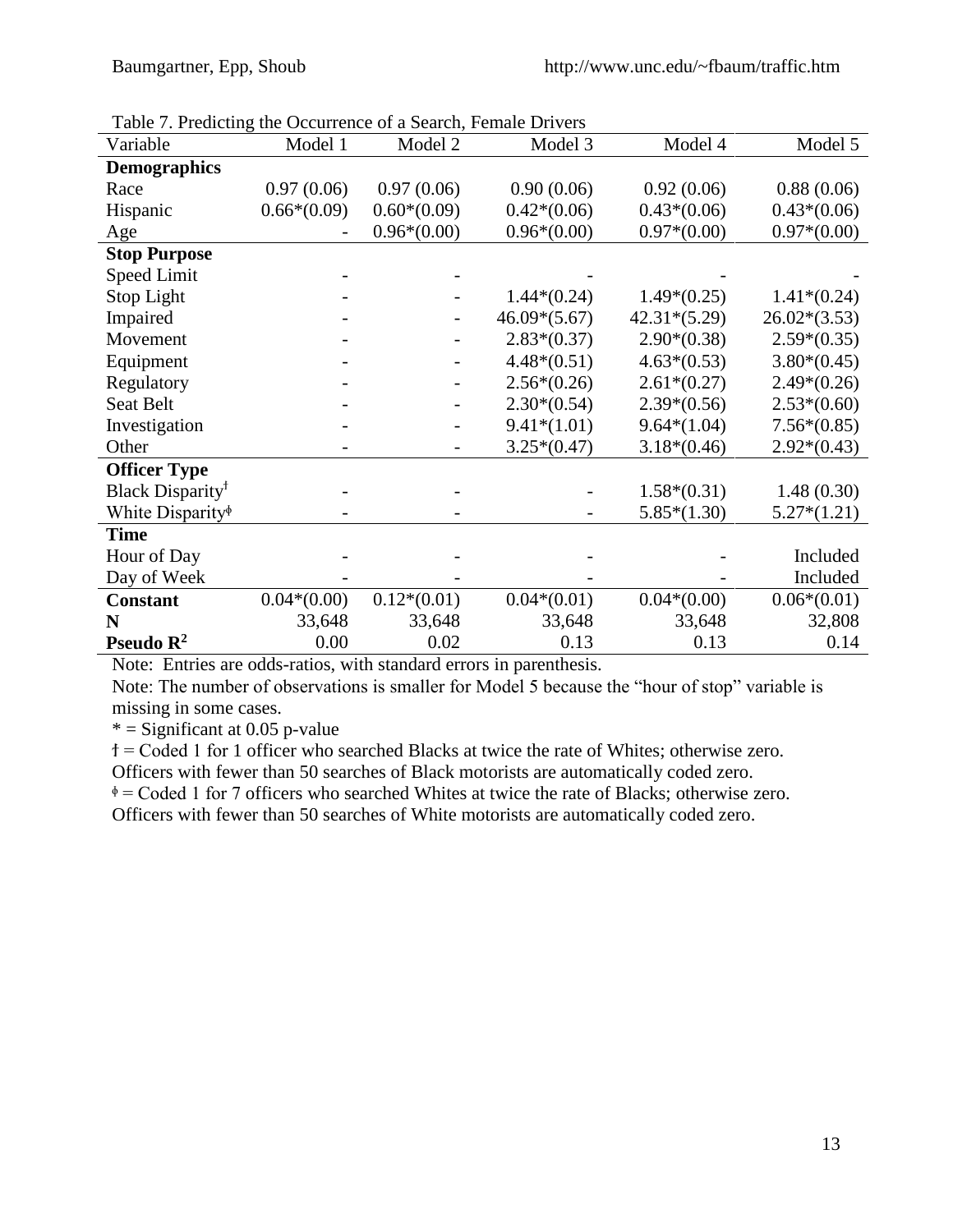Table 7. Predicting the Occurrence of a Search, Female Drivers

| Variable | Model 1 | Model 2 | Model 3 | Model 4 | Model 5 |
|---|---|---|---|---|---|
| **Demographics** | | | | | |
| Race | 0.97 (0.06) | 0.97 (0.06) | 0.90 (0.06) | 0.92 (0.06) | 0.88 (0.06) |
| Hispanic | 0.66*(0.09) | 0.60*(0.09) | 0.42*(0.06) | 0.43*(0.06) | 0.43*(0.06) |
| Age | - | 0.96*(0.00) | 0.96*(0.00) | 0.97*(0.00) | 0.97*(0.00) |
| **Stop Purpose** | | | | | |
| Speed Limit | - | - | - | - | - |
| Stop Light | - | - | 1.44*(0.24) | 1.49*(0.25) | 1.41*(0.24) |
| Impaired | - | - | 46.09*(5.67) | 42.31*(5.29) | 26.02*(3.53) |
| Movement | - | - | 2.83*(0.37) | 2.90*(0.38) | 2.59*(0.35) |
| Equipment | - | - | 4.48*(0.51) | 4.63*(0.53) | 3.80*(0.45) |
| Regulatory | - | - | 2.56*(0.26) | 2.61*(0.27) | 2.49*(0.26) |
| Seat Belt | - | - | 2.30*(0.54) | 2.39*(0.56) | 2.53*(0.60) |
| Investigation | - | - | 9.41*(1.01) | 9.64*(1.04) | 7.56*(0.85) |
| Other | - | - | 3.25*(0.47) | 3.18*(0.46) | 2.92*(0.43) |
| **Officer Type** | | | | | |
| Black Disparity[ƚ] | - | - | - | 1.58*(0.31) | 1.48 (0.30) |
| White Disparity[ɸ] | - | - | - | 5.85*(1.30) | 5.27*(1.21) |
| **Time** | | | | | |
| Hour of Day | - | - | - | - | Included |
| Day of Week | - | - | - | - | Included |
| **Constant** | 0.04*(0.00) | 0.12*(0.01) | 0.04*(0.01) | 0.04*(0.00) | 0.06*(0.01) |
| **N** | 33,648 | 33,648 | 33,648 | 33,648 | 32,808 |
| **Pseudo $R^2$** | 0.00 | 0.02 | 0.13 | 0.13 | 0.14 |

Note: Entries are odds-ratios, with standard errors in parenthesis.

Note: The number of observations is smaller for Model 5 because the "hour of stop" variable is missing in some cases.

* = Significant at 0.05 p-value

ƚ = Coded 1 for 1 officer who searched Blacks at twice the rate of Whites; otherwise zero. Officers with fewer than 50 searches of Black motorists are automatically coded zero.

ɸ = Coded 1 for 7 officers who searched Whites at twice the rate of Blacks; otherwise zero. Officers with fewer than 50 searches of White motorists are automatically coded zero.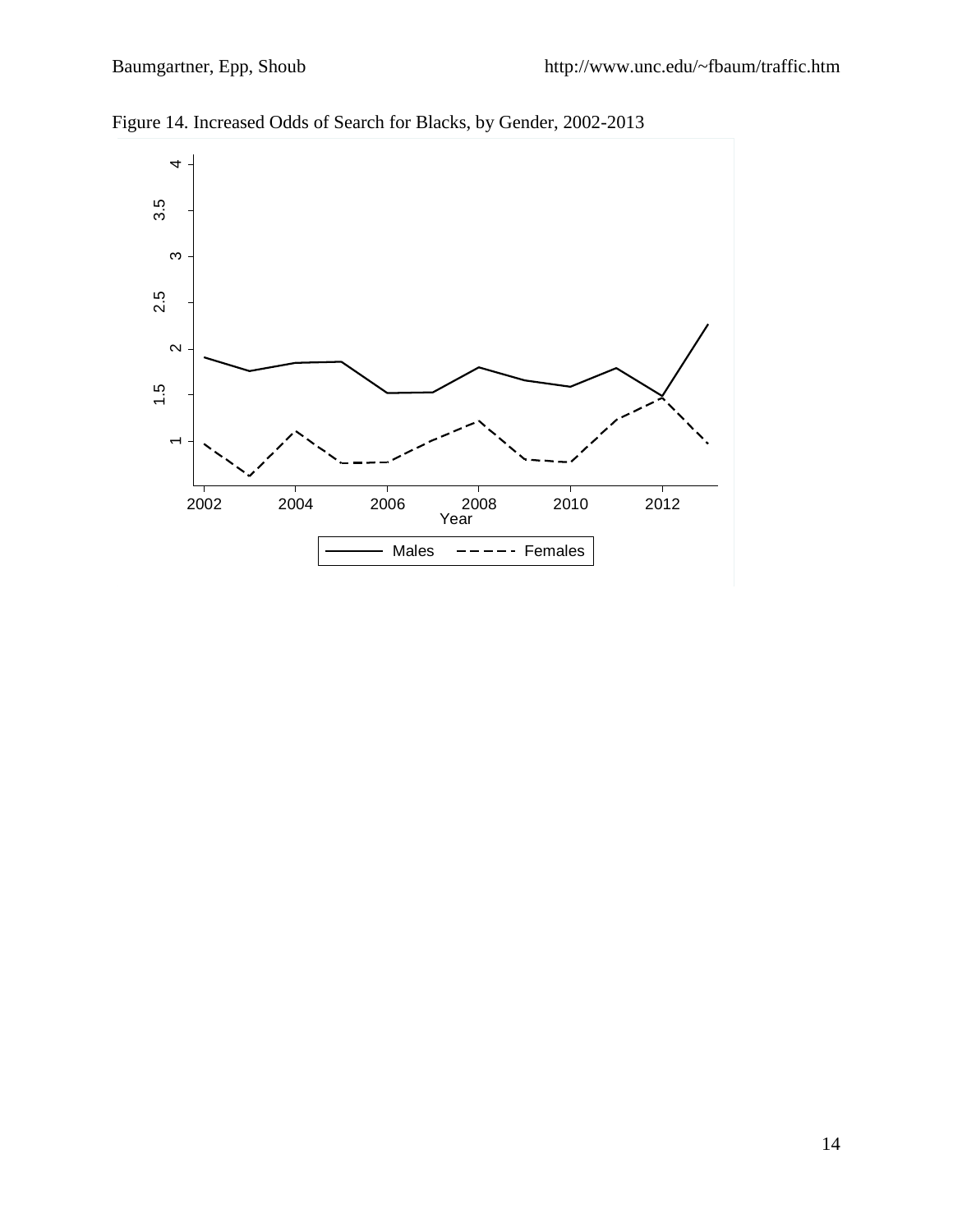Figure 14. Increased Odds of Search for Blacks, by Gender, 2002-2013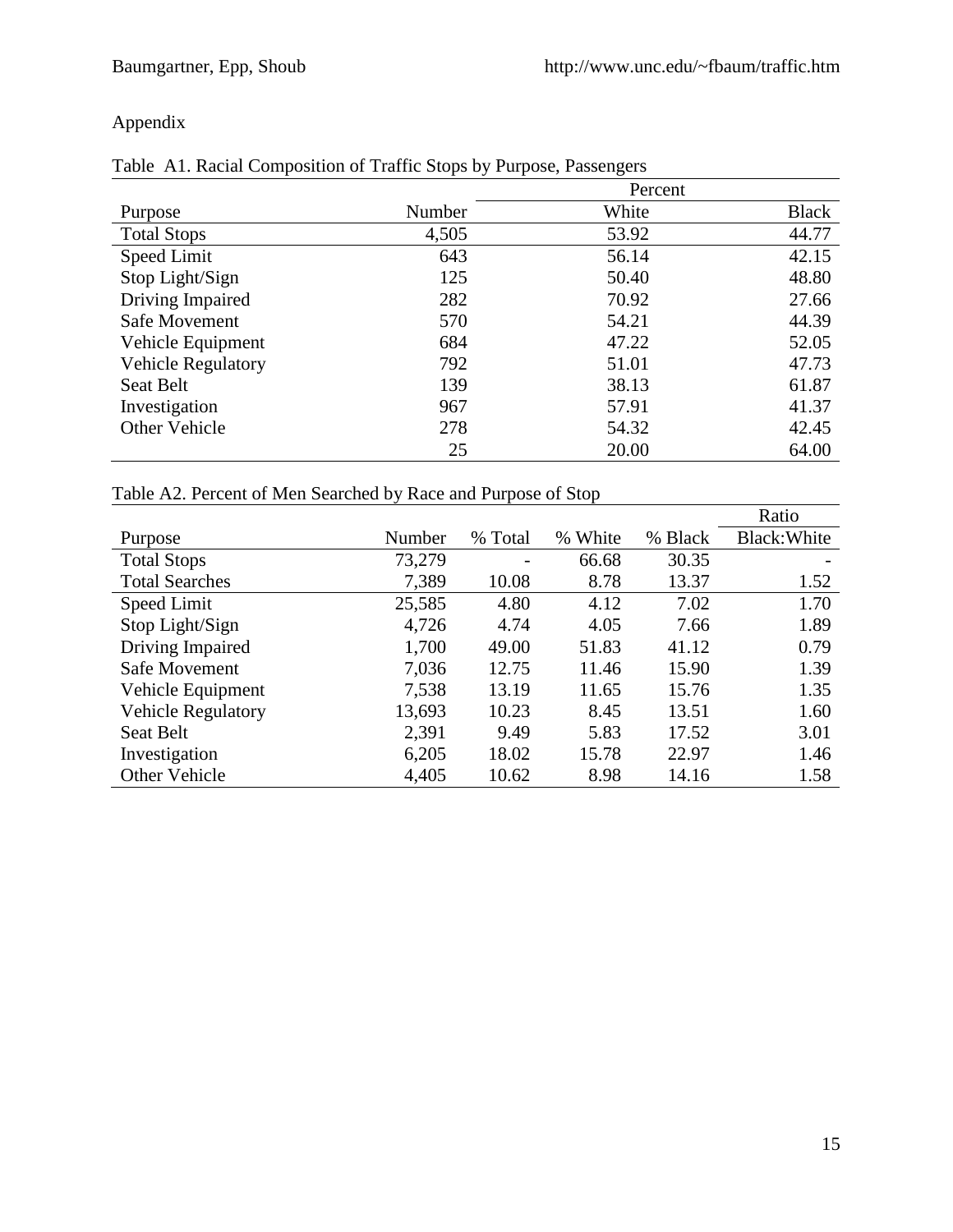Appendix

Table A1. Racial Composition of Traffic Stops by Purpose, Passengers

| | | Percent | |
|---|---|---|---|
| Purpose | Number | White | Black |
| Total Stops | 4,505 | 53.92 | 44.77 |
| Speed Limit | 643 | 56.14 | 42.15 |
| Stop Light/Sign | 125 | 50.40 | 48.80 |
| Driving Impaired | 282 | 70.92 | 27.66 |
| Safe Movement | 570 | 54.21 | 44.39 |
| Vehicle Equipment | 684 | 47.22 | 52.05 |
| Vehicle Regulatory | 792 | 51.01 | 47.73 |
| Seat Belt | 139 | 38.13 | 61.87 |
| Investigation | 967 | 57.91 | 41.37 |
| Other Vehicle | 278 | 54.32 | 42.45 |
| | 25 | 20.00 | 64.00 |

Table A2. Percent of Men Searched by Race and Purpose of Stop

| | | | | | Ratio |
|---|---|---|---|---|---|
| Purpose | Number | % Total | % White | % Black | Black:White |
| Total Stops | 73,279 | - | 66.68 | 30.35 | - |
| Total Searches | 7,389 | 10.08 | 8.78 | 13.37 | 1.52 |
| Speed Limit | 25,585 | 4.80 | 4.12 | 7.02 | 1.70 |
| Stop Light/Sign | 4,726 | 4.74 | 4.05 | 7.66 | 1.89 |
| Driving Impaired | 1,700 | 49.00 | 51.83 | 41.12 | 0.79 |
| Safe Movement | 7,036 | 12.75 | 11.46 | 15.90 | 1.39 |
| Vehicle Equipment | 7,538 | 13.19 | 11.65 | 15.76 | 1.35 |
| Vehicle Regulatory | 13,693 | 10.23 | 8.45 | 13.51 | 1.60 |
| Seat Belt | 2,391 | 9.49 | 5.83 | 17.52 | 3.01 |
| Investigation | 6,205 | 18.02 | 15.78 | 22.97 | 1.46 |
| Other Vehicle | 4,405 | 10.62 | 8.98 | 14.16 | 1.58 |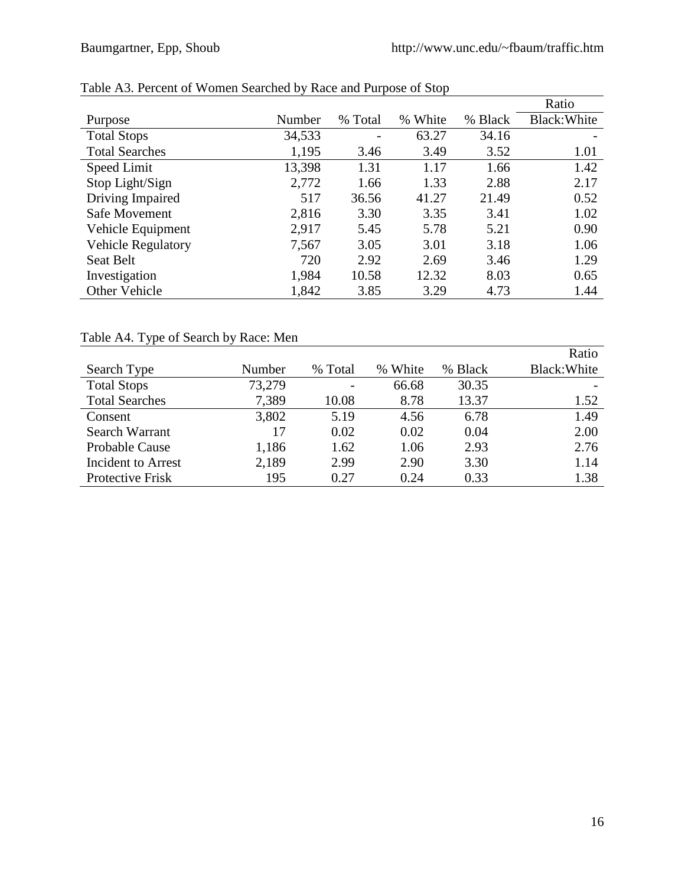Table A3. Percent of Women Searched by Race and Purpose of Stop

| Purpose | Number | % Total | % White | % Black | Ratio Black:White |
|---|---|---|---|---|---|
| Total Stops | 34,533 | - | 63.27 | 34.16 | - |
| Total Searches | 1,195 | 3.46 | 3.49 | 3.52 | 1.01 |
| Speed Limit | 13,398 | 1.31 | 1.17 | 1.66 | 1.42 |
| Stop Light/Sign | 2,772 | 1.66 | 1.33 | 2.88 | 2.17 |
| Driving Impaired | 517 | 36.56 | 41.27 | 21.49 | 0.52 |
| Safe Movement | 2,816 | 3.30 | 3.35 | 3.41 | 1.02 |
| Vehicle Equipment | 2,917 | 5.45 | 5.78 | 5.21 | 0.90 |
| Vehicle Regulatory | 7,567 | 3.05 | 3.01 | 3.18 | 1.06 |
| Seat Belt | 720 | 2.92 | 2.69 | 3.46 | 1.29 |
| Investigation | 1,984 | 10.58 | 12.32 | 8.03 | 0.65 |
| Other Vehicle | 1,842 | 3.85 | 3.29 | 4.73 | 1.44 |

Table A4. Type of Search by Race: Men

| Search Type | Number | % Total | % White | % Black | Ratio Black:White |
|---|---|---|---|---|---|
| Total Stops | 73,279 | - | 66.68 | 30.35 | - |
| Total Searches | 7,389 | 10.08 | 8.78 | 13.37 | 1.52 |
| Consent | 3,802 | 5.19 | 4.56 | 6.78 | 1.49 |
| Search Warrant | 17 | 0.02 | 0.02 | 0.04 | 2.00 |
| Probable Cause | 1,186 | 1.62 | 1.06 | 2.93 | 2.76 |
| Incident to Arrest | 2,189 | 2.99 | 2.90 | 3.30 | 1.14 |
| Protective Frisk | 195 | 0.27 | 0.24 | 0.33 | 1.38 |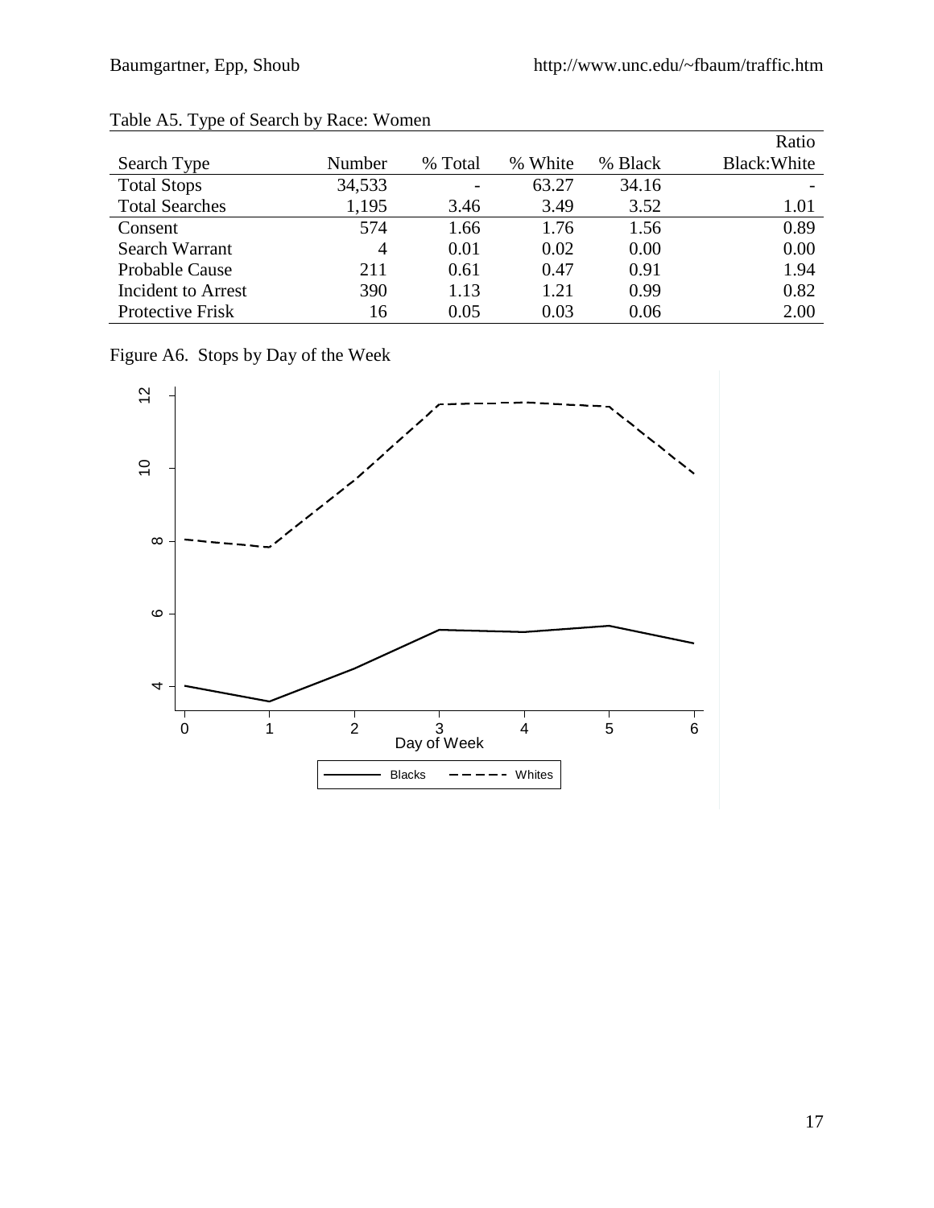Table A5. Type of Search by Race: Women

| Search Type | Number | % Total | % White | % Black | Ratio Black:White |
|---|---|---|---|---|---|
| Total Stops | 34,533 | - | 63.27 | 34.16 | - |
| Total Searches | 1,195 | 3.46 | 3.49 | 3.52 | 1.01 |
| Consent | 574 | 1.66 | 1.76 | 1.56 | 0.89 |
| Search Warrant | 4 | 0.01 | 0.02 | 0.00 | 0.00 |
| Probable Cause | 211 | 0.61 | 0.47 | 0.91 | 1.94 |
| Incident to Arrest | 390 | 1.13 | 1.21 | 0.99 | 0.82 |
| Protective Frisk | 16 | 0.05 | 0.03 | 0.06 | 2.00 |

Figure A6. Stops by Day of the Week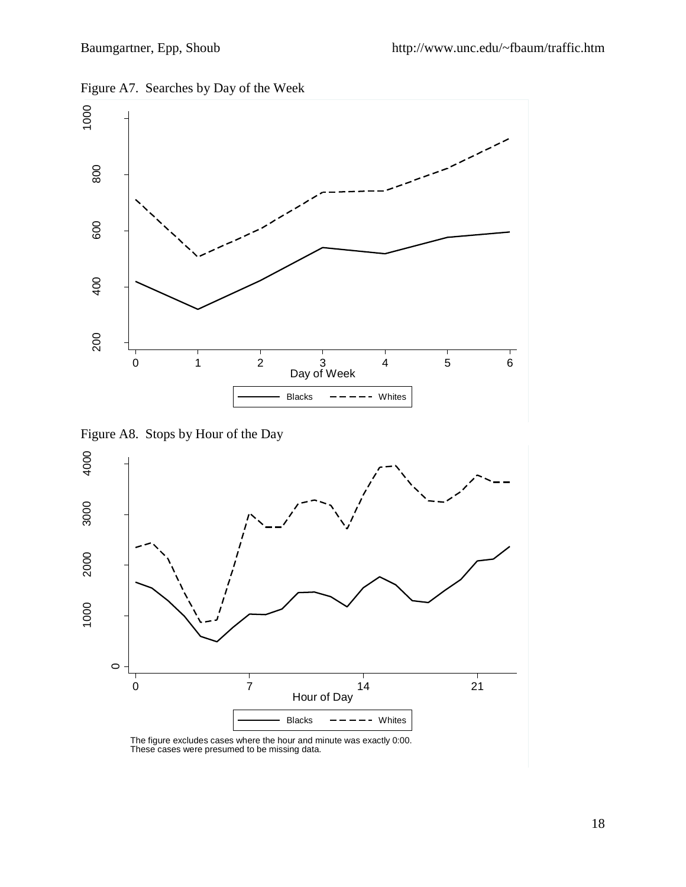Figure A7. Searches by Day of the Week

Figure A8. Stops by Hour of the Day

The figure excludes cases where the hour and minute was exactly 0:00. These cases were presumed to be missing data.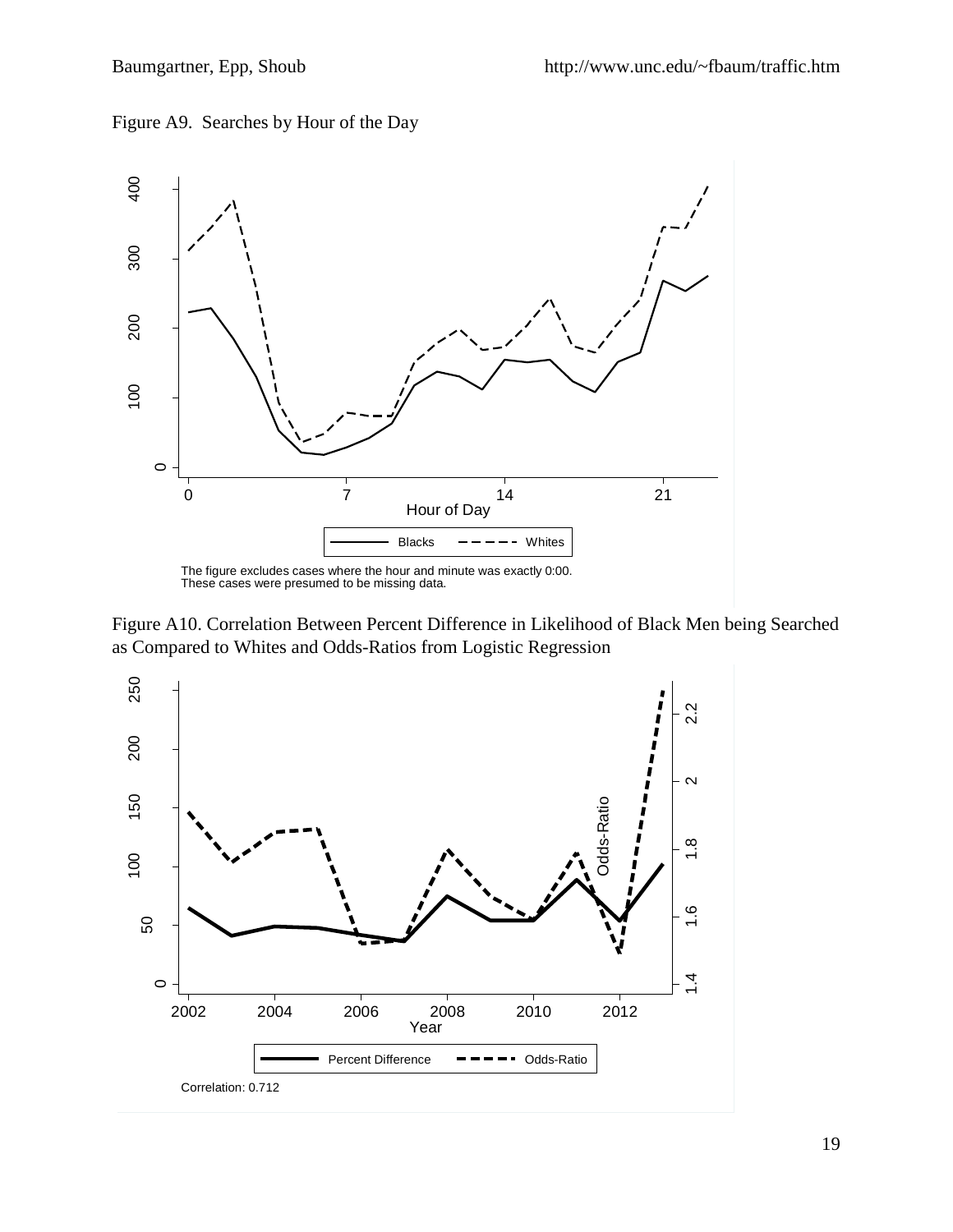Figure A9. Searches by Hour of the Day

The figure excludes cases where the hour and minute was exactly 0:00.
These cases were presumed to be missing data.

Figure A10. Correlation Between Percent Difference in Likelihood of Black Men being Searched as Compared to Whites and Odds-Ratios from Logistic Regression

Correlation: 0.712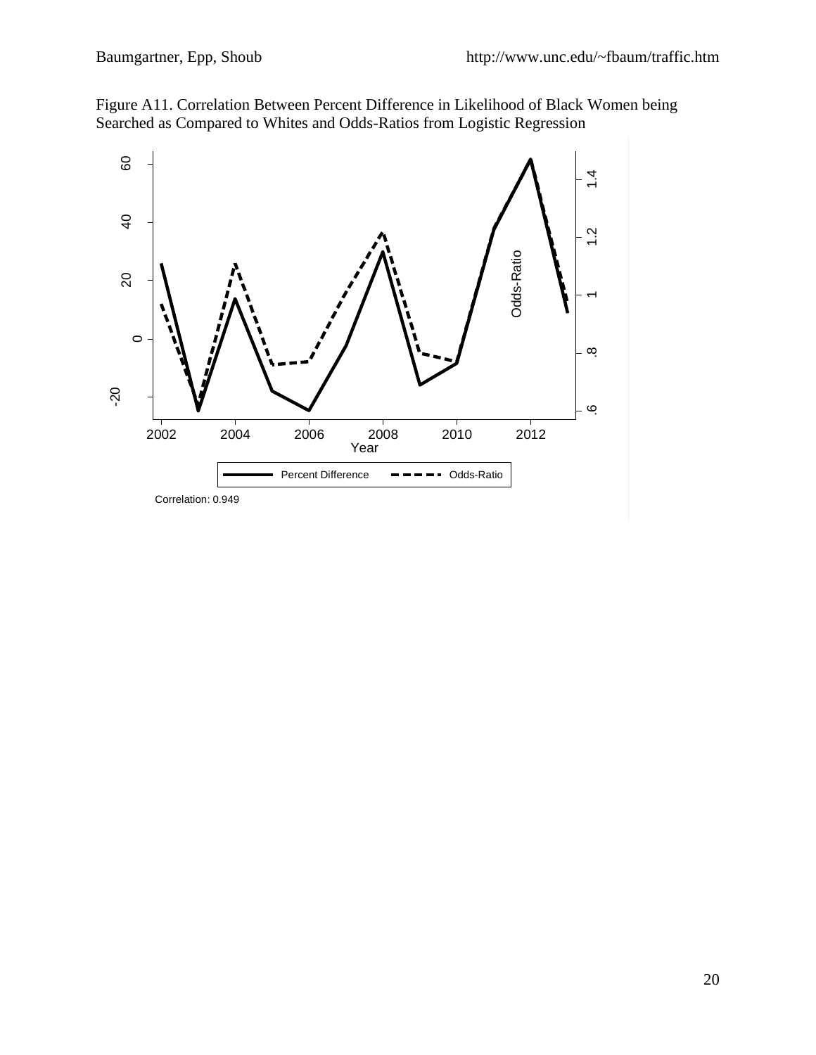Figure A11. Correlation Between Percent Difference in Likelihood of Black Women being Searched as Compared to Whites and Odds-Ratios from Logistic Regression

Correlation: 0.949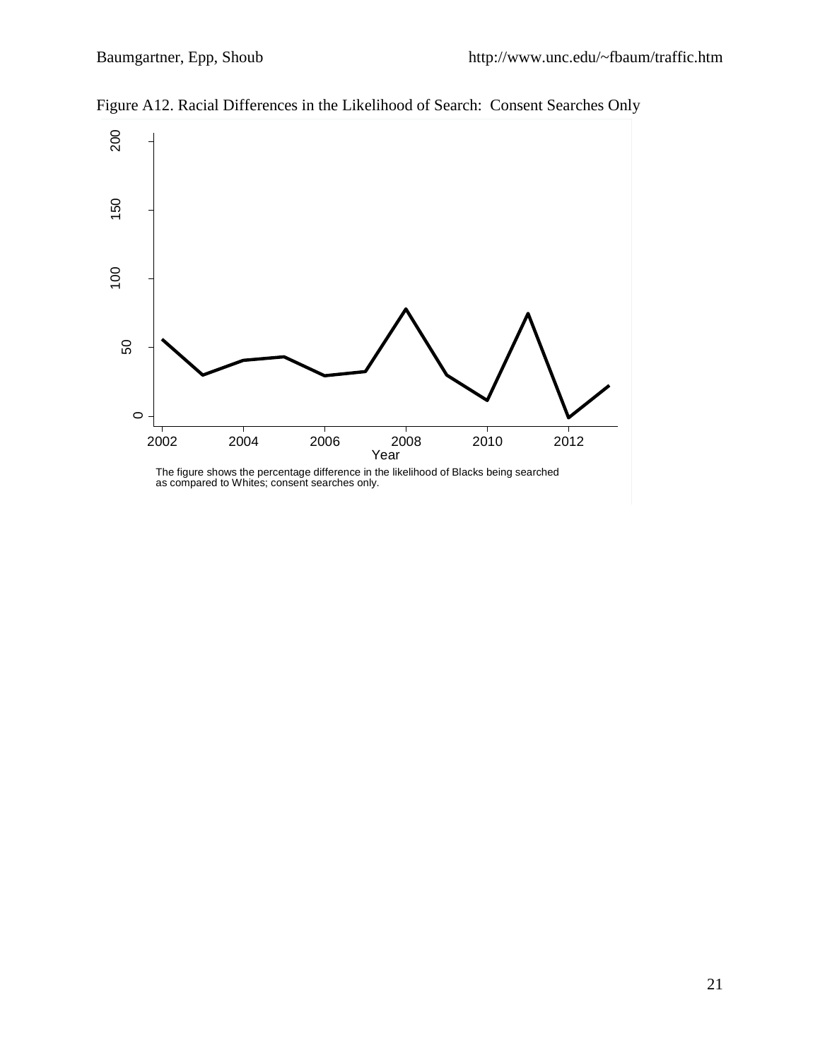Figure A12. Racial Differences in the Likelihood of Search: Consent Searches Only

The figure shows the percentage difference in the likelihood of Blacks being searched as compared to Whites; consent searches only.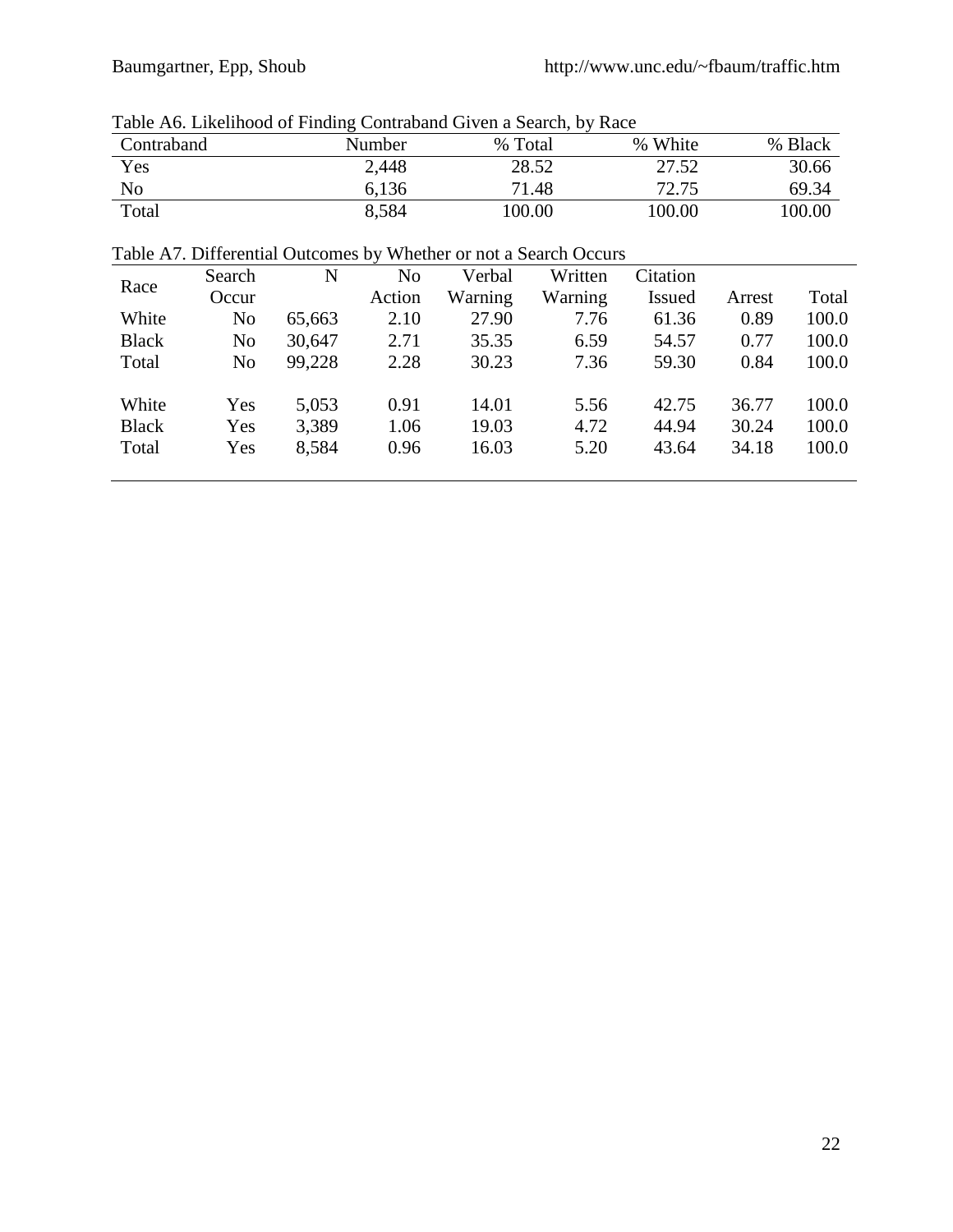Table A6. Likelihood of Finding Contraband Given a Search, by Race

| Contraband | Number | % Total | % White | % Black |
|---|---|---|---|---|
| Yes | 2,448 | 28.52 | 27.52 | 30.66 |
| No | 6,136 | 71.48 | 72.75 | 69.34 |
| Total | 8,584 | 100.00 | 100.00 | 100.00 |

Table A7. Differential Outcomes by Whether or not a Search Occurs

| Race | Search Occur | N | No Action | Verbal Warning | Written Warning | Citation Issued | Arrest | Total |
|---|---|---|---|---|---|---|---|---|
| White | No | 65,663 | 2.10 | 27.90 | 7.76 | 61.36 | 0.89 | 100.0 |
| Black | No | 30,647 | 2.71 | 35.35 | 6.59 | 54.57 | 0.77 | 100.0 |
| Total | No | 99,228 | 2.28 | 30.23 | 7.36 | 59.30 | 0.84 | 100.0 |
| White | Yes | 5,053 | 0.91 | 14.01 | 5.56 | 42.75 | 36.77 | 100.0 |
| Black | Yes | 3,389 | 1.06 | 19.03 | 4.72 | 44.94 | 30.24 | 100.0 |
| Total | Yes | 8,584 | 0.96 | 16.03 | 5.20 | 43.64 | 34.18 | 100.0 |